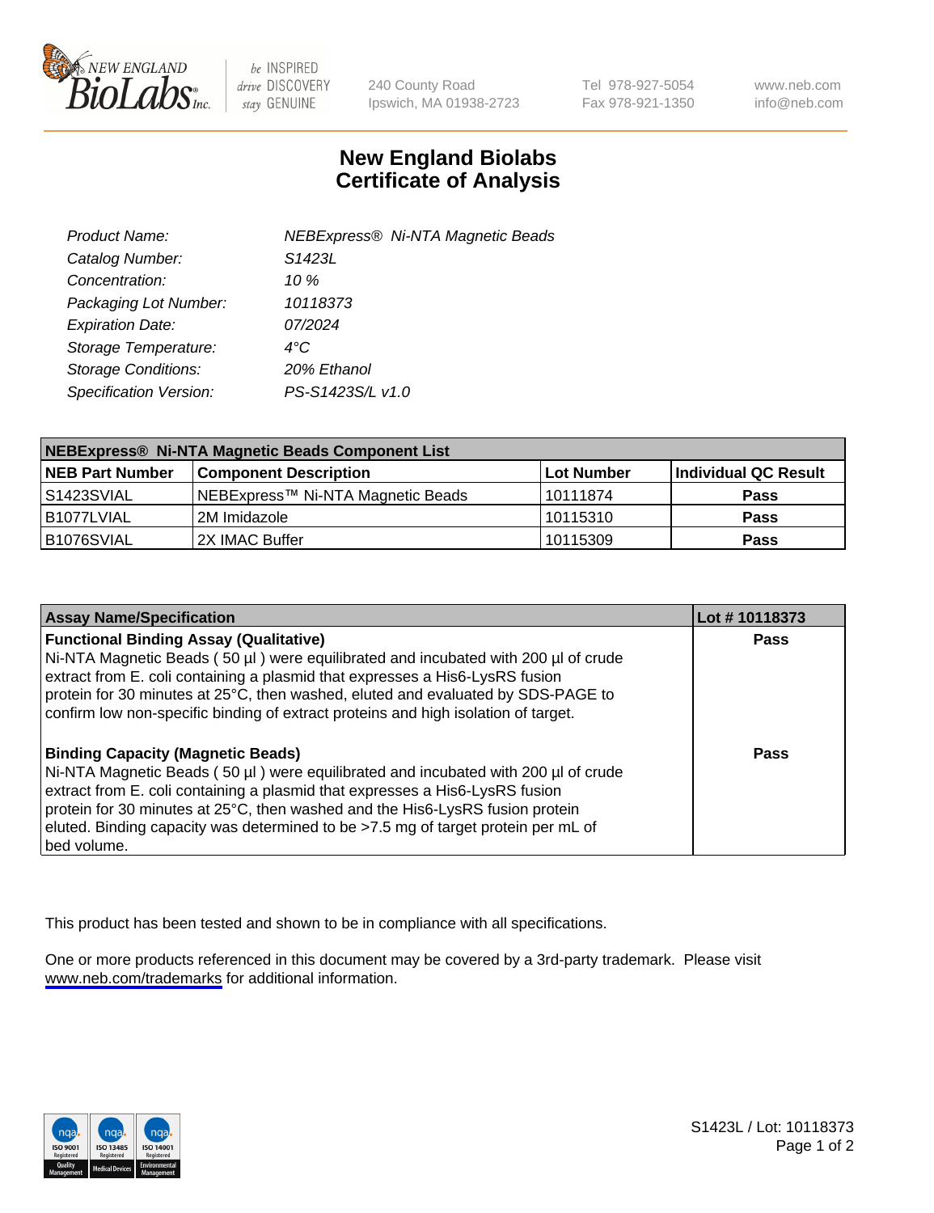# New England Biolabs Certificate of Analysis

| | |
|---|---|
| *Product Name:* | *NEBExpress® Ni-NTA Magnetic Beads* |
| *Catalog Number:* | *S1423L* |
| *Concentration:* | *10 %* |
| *Packaging Lot Number:* | *10118373* |
| *Expiration Date:* | *07/2024* |
| *Storage Temperature:* | *4°C* |
| *Storage Conditions:* | *20% Ethanol* |
| *Specification Version:* | *PS-S1423S/L v1.0* |

| NEBExpress® Ni-NTA Magnetic Beads Component List | | | |
|---|---|---|---|
| **NEB Part Number** | **Component Description** | **Lot Number** | **Individual QC Result** |
| S1423SVIAL | NEBExpress™ Ni-NTA Magnetic Beads | 10111874 | **Pass** |
| B1077LVIAL | 2M Imidazole | 10115310 | **Pass** |
| B1076SVIAL | 2X IMAC Buffer | 10115309 | **Pass** |

| Assay Name/Specification | Lot # 10118373 |
|---|---|
| **Functional Binding Assay (Qualitative)** Ni-NTA Magnetic Beads ( 50 µl ) were equilibrated and incubated with 200 µl of crude extract from E. coli containing a plasmid that expresses a His6-LysRS fusion protein for 30 minutes at 25°C, then washed, eluted and evaluated by SDS-PAGE to confirm low non-specific binding of extract proteins and high isolation of target. | **Pass** |
| **Binding Capacity (Magnetic Beads)** Ni-NTA Magnetic Beads ( 50 µl ) were equilibrated and incubated with 200 µl of crude extract from E. coli containing a plasmid that expresses a His6-LysRS fusion protein for 30 minutes at 25°C, then washed and the His6-LysRS fusion protein eluted. Binding capacity was determined to be >7.5 mg of target protein per mL of bed volume. | **Pass** |

This product has been tested and shown to be in compliance with all specifications.

One or more products referenced in this document may be covered by a 3rd-party trademark. Please visit www.neb.com/trademarks for additional information.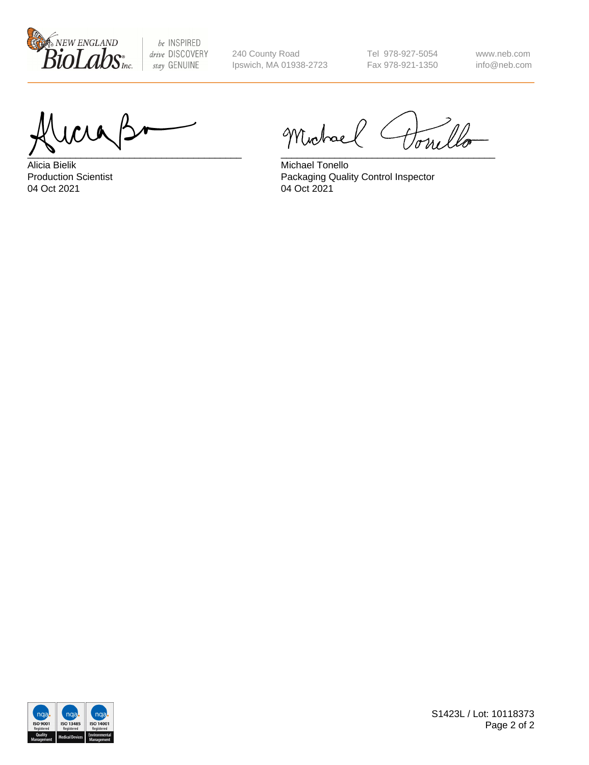Alicia Bielik
Production Scientist
04 Oct 2021

Michael Tonello
Packaging Quality Control Inspector
04 Oct 2021

S1423L / Lot: 10118373